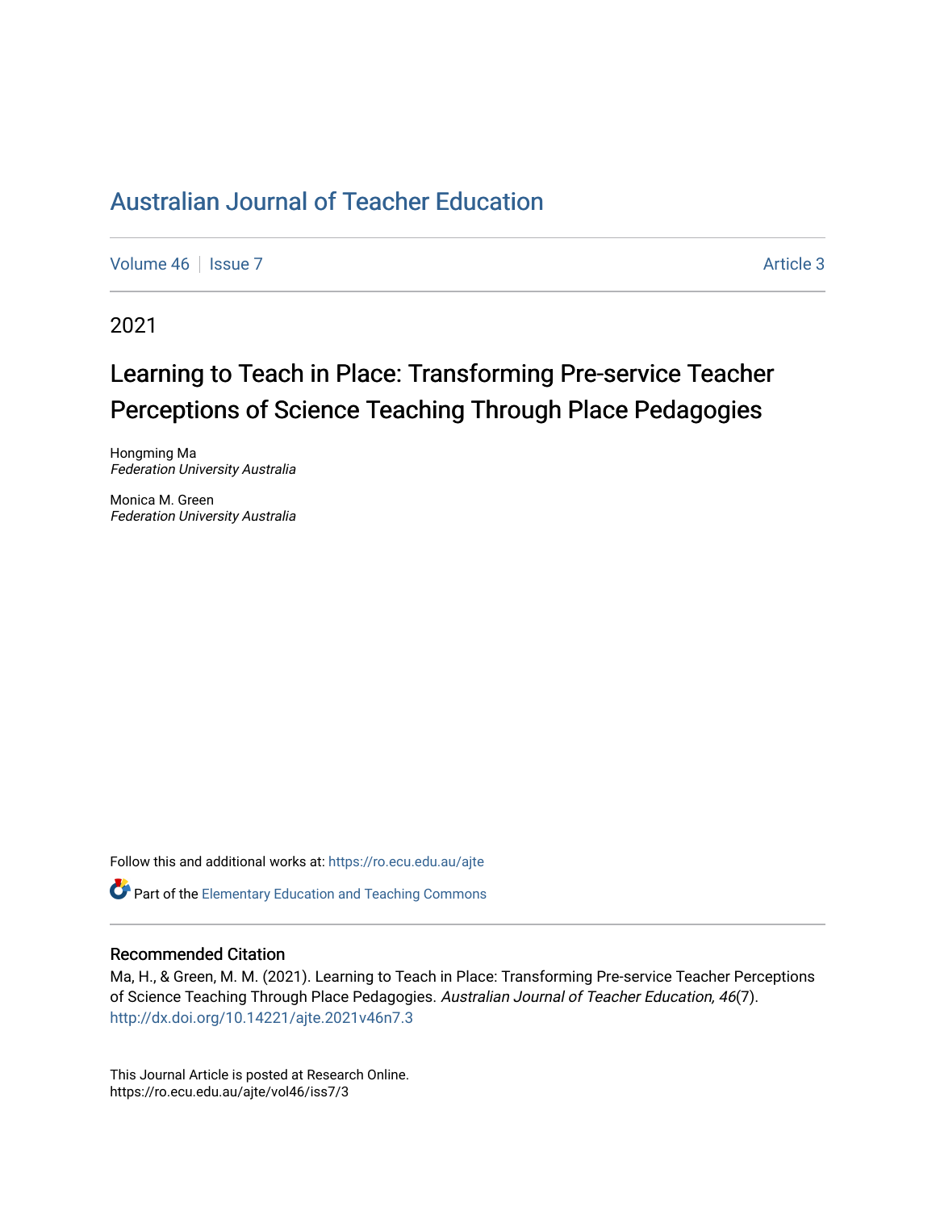# Australian Journal of Teacher Education

Volume 46 | Issue 7 | Article 3

2021

## Learning to Teach in Place: Transforming Pre-service Teacher Perceptions of Science Teaching Through Place Pedagogies

Hongming Ma
*Federation University Australia*

Monica M. Green
*Federation University Australia*

Follow this and additional works at: https://ro.ecu.edu.au/ajte

Part of the Elementary Education and Teaching Commons

### Recommended Citation

Ma, H., & Green, M. M. (2021). Learning to Teach in Place: Transforming Pre-service Teacher Perceptions of Science Teaching Through Place Pedagogies. *Australian Journal of Teacher Education, 46*(7). http://dx.doi.org/10.14221/ajte.2021v46n7.3

This Journal Article is posted at Research Online.
https://ro.ecu.edu.au/ajte/vol46/iss7/3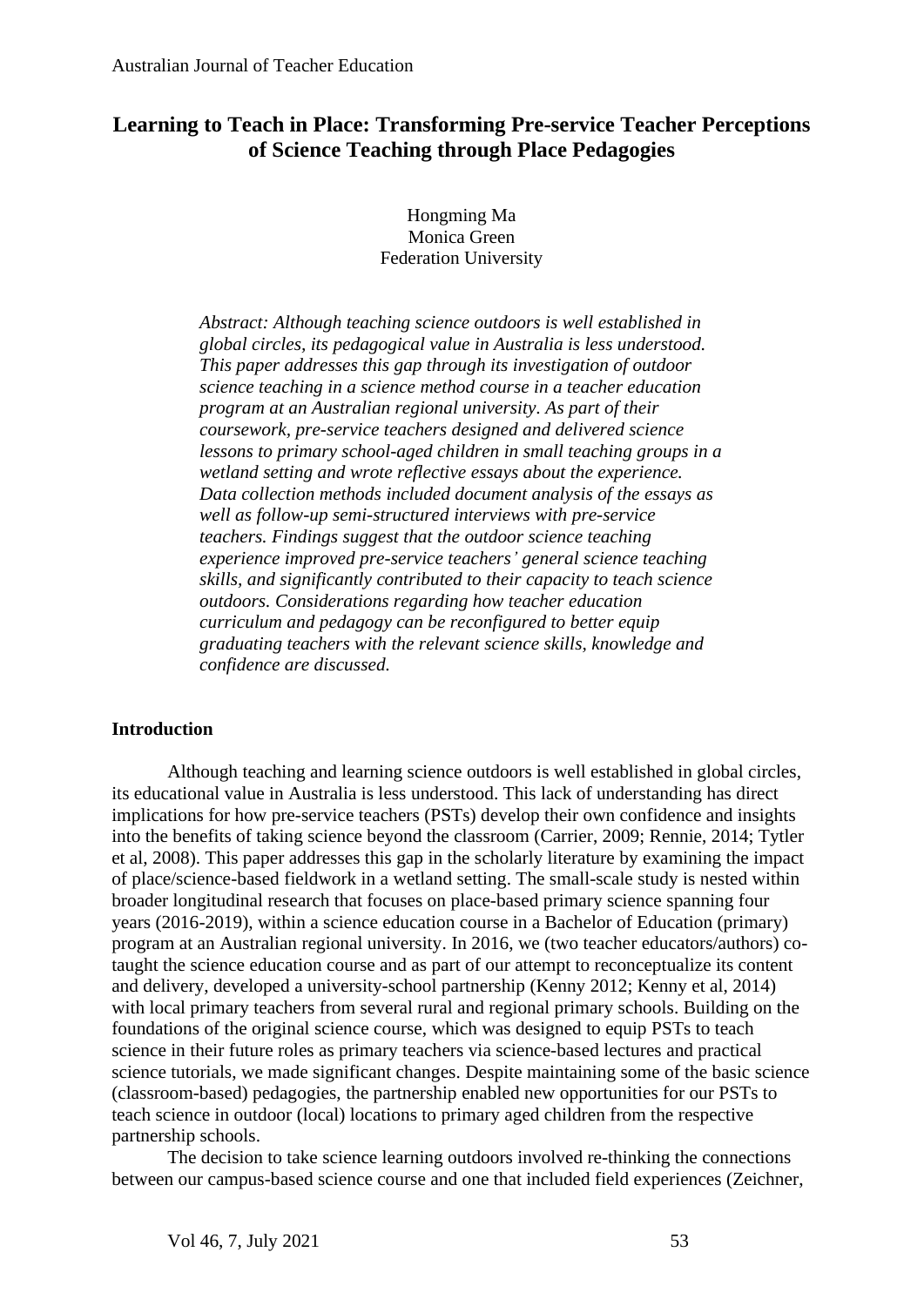# Learning to Teach in Place: Transforming Pre-service Teacher Perceptions of Science Teaching through Place Pedagogies

Hongming Ma
Monica Green
Federation University

*Abstract: Although teaching science outdoors is well established in global circles, its pedagogical value in Australia is less understood. This paper addresses this gap through its investigation of outdoor science teaching in a science method course in a teacher education program at an Australian regional university. As part of their coursework, pre-service teachers designed and delivered science lessons to primary school-aged children in small teaching groups in a wetland setting and wrote reflective essays about the experience. Data collection methods included document analysis of the essays as well as follow-up semi-structured interviews with pre-service teachers. Findings suggest that the outdoor science teaching experience improved pre-service teachers' general science teaching skills, and significantly contributed to their capacity to teach science outdoors. Considerations regarding how teacher education curriculum and pedagogy can be reconfigured to better equip graduating teachers with the relevant science skills, knowledge and confidence are discussed.*

## Introduction

Although teaching and learning science outdoors is well established in global circles, its educational value in Australia is less understood. This lack of understanding has direct implications for how pre-service teachers (PSTs) develop their own confidence and insights into the benefits of taking science beyond the classroom (Carrier, 2009; Rennie, 2014; Tytler et al, 2008). This paper addresses this gap in the scholarly literature by examining the impact of place/science-based fieldwork in a wetland setting. The small-scale study is nested within broader longitudinal research that focuses on place-based primary science spanning four years (2016-2019), within a science education course in a Bachelor of Education (primary) program at an Australian regional university. In 2016, we (two teacher educators/authors) co-taught the science education course and as part of our attempt to reconceptualize its content and delivery, developed a university-school partnership (Kenny 2012; Kenny et al, 2014) with local primary teachers from several rural and regional primary schools. Building on the foundations of the original science course, which was designed to equip PSTs to teach science in their future roles as primary teachers via science-based lectures and practical science tutorials, we made significant changes. Despite maintaining some of the basic science (classroom-based) pedagogies, the partnership enabled new opportunities for our PSTs to teach science in outdoor (local) locations to primary aged children from the respective partnership schools.

The decision to take science learning outdoors involved re-thinking the connections between our campus-based science course and one that included field experiences (Zeichner,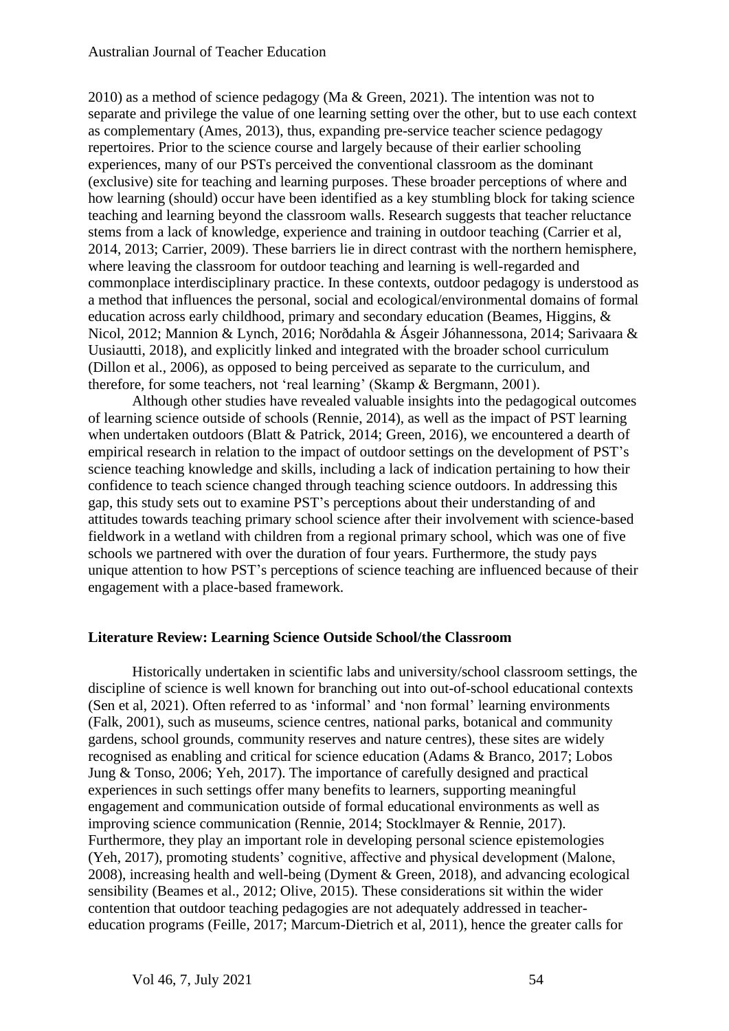2010) as a method of science pedagogy (Ma & Green, 2021). The intention was not to separate and privilege the value of one learning setting over the other, but to use each context as complementary (Ames, 2013), thus, expanding pre-service teacher science pedagogy repertoires. Prior to the science course and largely because of their earlier schooling experiences, many of our PSTs perceived the conventional classroom as the dominant (exclusive) site for teaching and learning purposes. These broader perceptions of where and how learning (should) occur have been identified as a key stumbling block for taking science teaching and learning beyond the classroom walls. Research suggests that teacher reluctance stems from a lack of knowledge, experience and training in outdoor teaching (Carrier et al, 2014, 2013; Carrier, 2009). These barriers lie in direct contrast with the northern hemisphere, where leaving the classroom for outdoor teaching and learning is well-regarded and commonplace interdisciplinary practice. In these contexts, outdoor pedagogy is understood as a method that influences the personal, social and ecological/environmental domains of formal education across early childhood, primary and secondary education (Beames, Higgins, & Nicol, 2012; Mannion & Lynch, 2016; Norðdahla & Ásgeir Jóhannessona, 2014; Sarivaara & Uusiautti, 2018), and explicitly linked and integrated with the broader school curriculum (Dillon et al., 2006), as opposed to being perceived as separate to the curriculum, and therefore, for some teachers, not 'real learning' (Skamp & Bergmann, 2001).

Although other studies have revealed valuable insights into the pedagogical outcomes of learning science outside of schools (Rennie, 2014), as well as the impact of PST learning when undertaken outdoors (Blatt & Patrick, 2014; Green, 2016), we encountered a dearth of empirical research in relation to the impact of outdoor settings on the development of PST's science teaching knowledge and skills, including a lack of indication pertaining to how their confidence to teach science changed through teaching science outdoors. In addressing this gap, this study sets out to examine PST's perceptions about their understanding of and attitudes towards teaching primary school science after their involvement with science-based fieldwork in a wetland with children from a regional primary school, which was one of five schools we partnered with over the duration of four years. Furthermore, the study pays unique attention to how PST's perceptions of science teaching are influenced because of their engagement with a place-based framework.

## Literature Review: Learning Science Outside School/the Classroom

Historically undertaken in scientific labs and university/school classroom settings, the discipline of science is well known for branching out into out-of-school educational contexts (Sen et al, 2021). Often referred to as 'informal' and 'non formal' learning environments (Falk, 2001), such as museums, science centres, national parks, botanical and community gardens, school grounds, community reserves and nature centres), these sites are widely recognised as enabling and critical for science education (Adams & Branco, 2017; Lobos Jung & Tonso, 2006; Yeh, 2017). The importance of carefully designed and practical experiences in such settings offer many benefits to learners, supporting meaningful engagement and communication outside of formal educational environments as well as improving science communication (Rennie, 2014; Stocklmayer & Rennie, 2017). Furthermore, they play an important role in developing personal science epistemologies (Yeh, 2017), promoting students' cognitive, affective and physical development (Malone, 2008), increasing health and well-being (Dyment & Green, 2018), and advancing ecological sensibility (Beames et al., 2012; Olive, 2015). These considerations sit within the wider contention that outdoor teaching pedagogies are not adequately addressed in teacher-education programs (Feille, 2017; Marcum-Dietrich et al, 2011), hence the greater calls for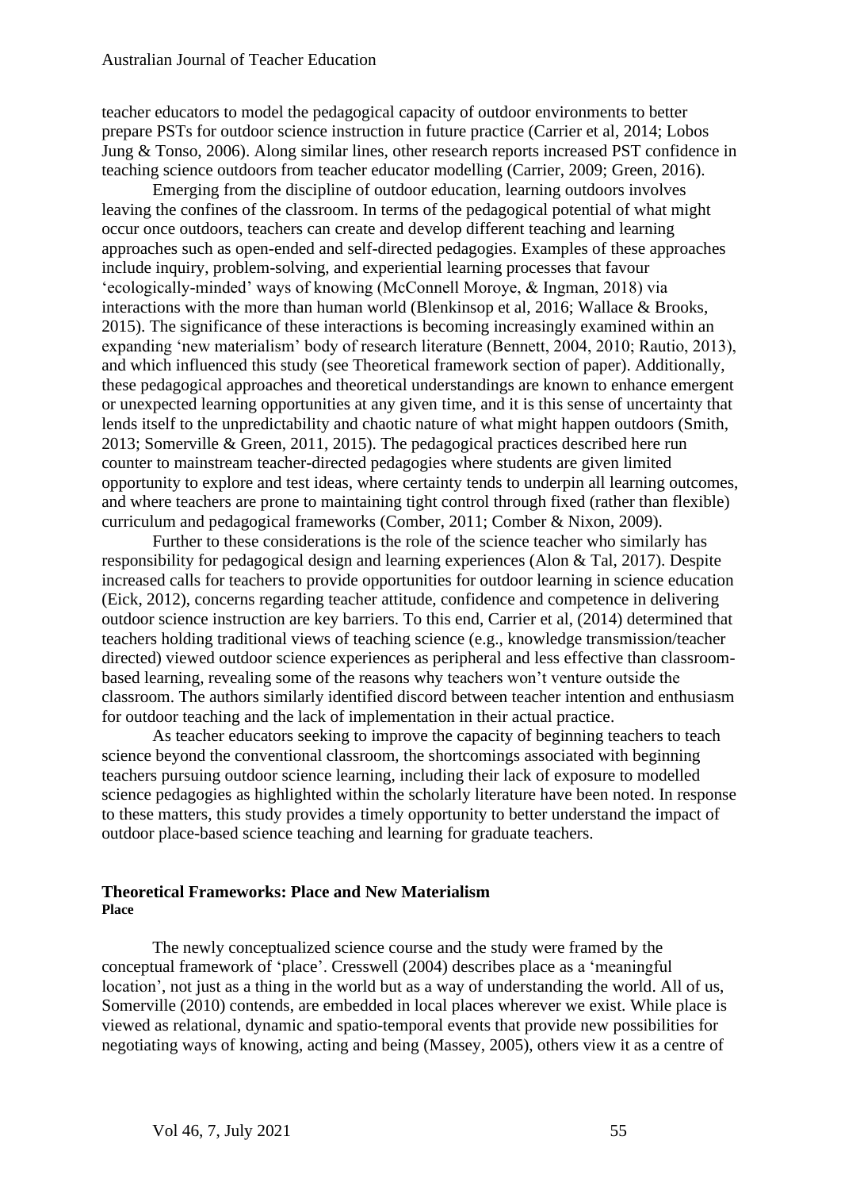teacher educators to model the pedagogical capacity of outdoor environments to better prepare PSTs for outdoor science instruction in future practice (Carrier et al, 2014; Lobos Jung & Tonso, 2006). Along similar lines, other research reports increased PST confidence in teaching science outdoors from teacher educator modelling (Carrier, 2009; Green, 2016).

Emerging from the discipline of outdoor education, learning outdoors involves leaving the confines of the classroom. In terms of the pedagogical potential of what might occur once outdoors, teachers can create and develop different teaching and learning approaches such as open-ended and self-directed pedagogies. Examples of these approaches include inquiry, problem-solving, and experiential learning processes that favour 'ecologically-minded' ways of knowing (McConnell Moroye, & Ingman, 2018) via interactions with the more than human world (Blenkinsop et al, 2016; Wallace & Brooks, 2015). The significance of these interactions is becoming increasingly examined within an expanding 'new materialism' body of research literature (Bennett, 2004, 2010; Rautio, 2013), and which influenced this study (see Theoretical framework section of paper). Additionally, these pedagogical approaches and theoretical understandings are known to enhance emergent or unexpected learning opportunities at any given time, and it is this sense of uncertainty that lends itself to the unpredictability and chaotic nature of what might happen outdoors (Smith, 2013; Somerville & Green, 2011, 2015). The pedagogical practices described here run counter to mainstream teacher-directed pedagogies where students are given limited opportunity to explore and test ideas, where certainty tends to underpin all learning outcomes, and where teachers are prone to maintaining tight control through fixed (rather than flexible) curriculum and pedagogical frameworks (Comber, 2011; Comber & Nixon, 2009).

Further to these considerations is the role of the science teacher who similarly has responsibility for pedagogical design and learning experiences (Alon & Tal, 2017). Despite increased calls for teachers to provide opportunities for outdoor learning in science education (Eick, 2012), concerns regarding teacher attitude, confidence and competence in delivering outdoor science instruction are key barriers. To this end, Carrier et al, (2014) determined that teachers holding traditional views of teaching science (e.g., knowledge transmission/teacher directed) viewed outdoor science experiences as peripheral and less effective than classroom-based learning, revealing some of the reasons why teachers won't venture outside the classroom. The authors similarly identified discord between teacher intention and enthusiasm for outdoor teaching and the lack of implementation in their actual practice.

As teacher educators seeking to improve the capacity of beginning teachers to teach science beyond the conventional classroom, the shortcomings associated with beginning teachers pursuing outdoor science learning, including their lack of exposure to modelled science pedagogies as highlighted within the scholarly literature have been noted. In response to these matters, this study provides a timely opportunity to better understand the impact of outdoor place-based science teaching and learning for graduate teachers.

## Theoretical Frameworks: Place and New Materialism

### Place

The newly conceptualized science course and the study were framed by the conceptual framework of 'place'. Cresswell (2004) describes place as a 'meaningful location', not just as a thing in the world but as a way of understanding the world. All of us, Somerville (2010) contends, are embedded in local places wherever we exist. While place is viewed as relational, dynamic and spatio-temporal events that provide new possibilities for negotiating ways of knowing, acting and being (Massey, 2005), others view it as a centre of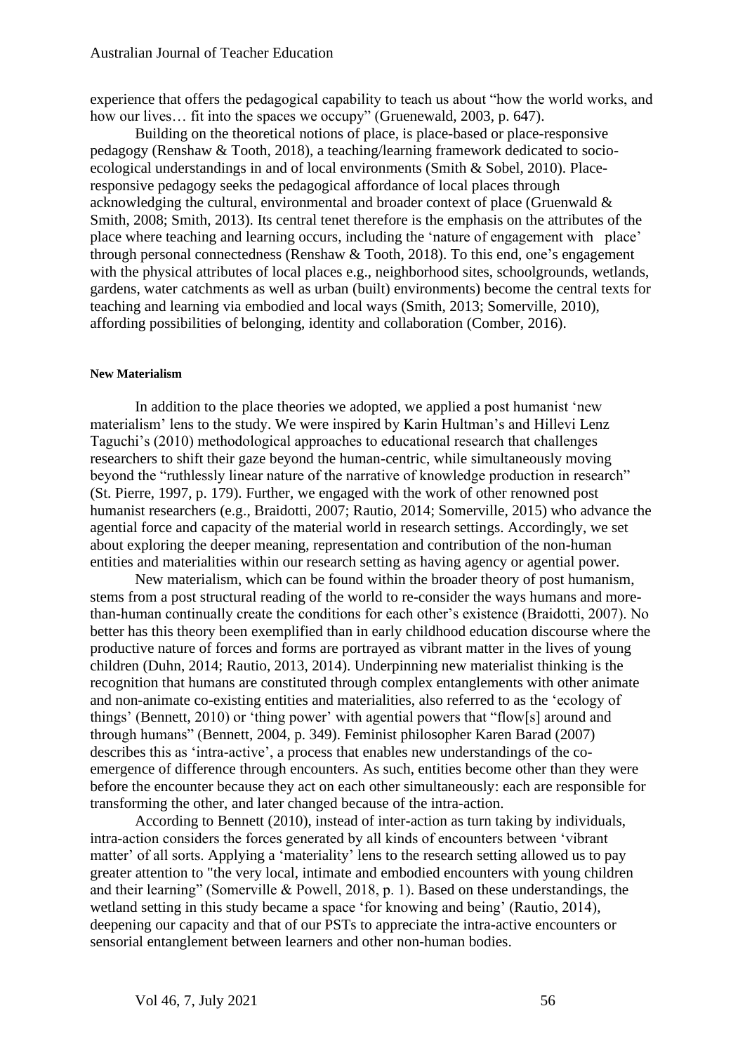experience that offers the pedagogical capability to teach us about "how the world works, and how our lives… fit into the spaces we occupy" (Gruenewald, 2003, p. 647).

Building on the theoretical notions of place, is place-based or place-responsive pedagogy (Renshaw & Tooth, 2018), a teaching/learning framework dedicated to socio-ecological understandings in and of local environments (Smith & Sobel, 2010). Place-responsive pedagogy seeks the pedagogical affordance of local places through acknowledging the cultural, environmental and broader context of place (Gruenwald & Smith, 2008; Smith, 2013). Its central tenet therefore is the emphasis on the attributes of the place where teaching and learning occurs, including the 'nature of engagement with place' through personal connectedness (Renshaw & Tooth, 2018). To this end, one's engagement with the physical attributes of local places e.g., neighborhood sites, schoolgrounds, wetlands, gardens, water catchments as well as urban (built) environments) become the central texts for teaching and learning via embodied and local ways (Smith, 2013; Somerville, 2010), affording possibilities of belonging, identity and collaboration (Comber, 2016).

#### New Materialism

In addition to the place theories we adopted, we applied a post humanist 'new materialism' lens to the study. We were inspired by Karin Hultman's and Hillevi Lenz Taguchi's (2010) methodological approaches to educational research that challenges researchers to shift their gaze beyond the human-centric, while simultaneously moving beyond the "ruthlessly linear nature of the narrative of knowledge production in research" (St. Pierre, 1997, p. 179). Further, we engaged with the work of other renowned post humanist researchers (e.g., Braidotti, 2007; Rautio, 2014; Somerville, 2015) who advance the agential force and capacity of the material world in research settings. Accordingly, we set about exploring the deeper meaning, representation and contribution of the non-human entities and materialities within our research setting as having agency or agential power.

New materialism, which can be found within the broader theory of post humanism, stems from a post structural reading of the world to re-consider the ways humans and more-than-human continually create the conditions for each other's existence (Braidotti, 2007). No better has this theory been exemplified than in early childhood education discourse where the productive nature of forces and forms are portrayed as vibrant matter in the lives of young children (Duhn, 2014; Rautio, 2013, 2014). Underpinning new materialist thinking is the recognition that humans are constituted through complex entanglements with other animate and non-animate co-existing entities and materialities, also referred to as the 'ecology of things' (Bennett, 2010) or 'thing power' with agential powers that "flow[s] around and through humans" (Bennett, 2004, p. 349). Feminist philosopher Karen Barad (2007) describes this as 'intra-active', a process that enables new understandings of the co-emergence of difference through encounters. As such, entities become other than they were before the encounter because they act on each other simultaneously: each are responsible for transforming the other, and later changed because of the intra-action.

According to Bennett (2010), instead of inter-action as turn taking by individuals, intra-action considers the forces generated by all kinds of encounters between 'vibrant matter' of all sorts. Applying a 'materiality' lens to the research setting allowed us to pay greater attention to "the very local, intimate and embodied encounters with young children and their learning" (Somerville & Powell, 2018, p. 1). Based on these understandings, the wetland setting in this study became a space 'for knowing and being' (Rautio, 2014), deepening our capacity and that of our PSTs to appreciate the intra-active encounters or sensorial entanglement between learners and other non-human bodies.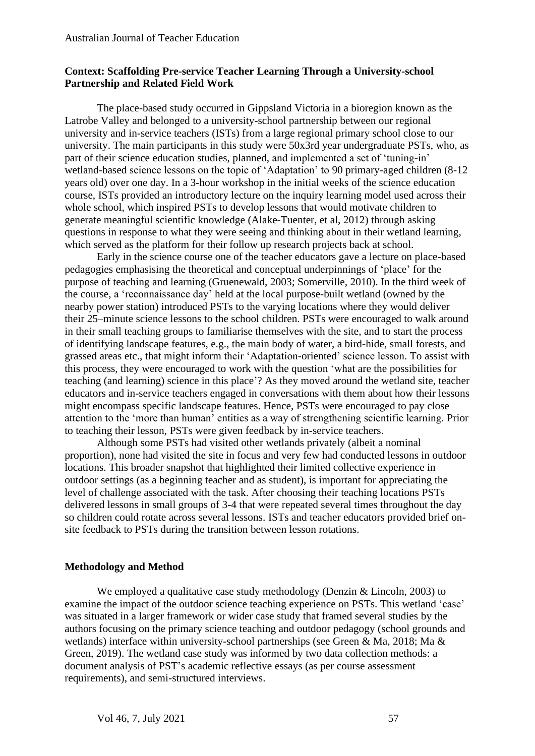### Context: Scaffolding Pre-service Teacher Learning Through a University-school Partnership and Related Field Work

The place-based study occurred in Gippsland Victoria in a bioregion known as the Latrobe Valley and belonged to a university-school partnership between our regional university and in-service teachers (ISTs) from a large regional primary school close to our university. The main participants in this study were 50x3rd year undergraduate PSTs, who, as part of their science education studies, planned, and implemented a set of 'tuning-in' wetland-based science lessons on the topic of 'Adaptation' to 90 primary-aged children (8-12 years old) over one day. In a 3-hour workshop in the initial weeks of the science education course, ISTs provided an introductory lecture on the inquiry learning model used across their whole school, which inspired PSTs to develop lessons that would motivate children to generate meaningful scientific knowledge (Alake-Tuenter, et al, 2012) through asking questions in response to what they were seeing and thinking about in their wetland learning, which served as the platform for their follow up research projects back at school.

Early in the science course one of the teacher educators gave a lecture on place-based pedagogies emphasising the theoretical and conceptual underpinnings of 'place' for the purpose of teaching and learning (Gruenewald, 2003; Somerville, 2010). In the third week of the course, a 'reconnaissance day' held at the local purpose-built wetland (owned by the nearby power station) introduced PSTs to the varying locations where they would deliver their 25–minute science lessons to the school children. PSTs were encouraged to walk around in their small teaching groups to familiarise themselves with the site, and to start the process of identifying landscape features, e.g., the main body of water, a bird-hide, small forests, and grassed areas etc., that might inform their 'Adaptation-oriented' science lesson. To assist with this process, they were encouraged to work with the question 'what are the possibilities for teaching (and learning) science in this place'? As they moved around the wetland site, teacher educators and in-service teachers engaged in conversations with them about how their lessons might encompass specific landscape features. Hence, PSTs were encouraged to pay close attention to the 'more than human' entities as a way of strengthening scientific learning. Prior to teaching their lesson, PSTs were given feedback by in-service teachers.

Although some PSTs had visited other wetlands privately (albeit a nominal proportion), none had visited the site in focus and very few had conducted lessons in outdoor locations. This broader snapshot that highlighted their limited collective experience in outdoor settings (as a beginning teacher and as student), is important for appreciating the level of challenge associated with the task. After choosing their teaching locations PSTs delivered lessons in small groups of 3-4 that were repeated several times throughout the day so children could rotate across several lessons. ISTs and teacher educators provided brief on-site feedback to PSTs during the transition between lesson rotations.

### Methodology and Method

We employed a qualitative case study methodology (Denzin & Lincoln, 2003) to examine the impact of the outdoor science teaching experience on PSTs. This wetland 'case' was situated in a larger framework or wider case study that framed several studies by the authors focusing on the primary science teaching and outdoor pedagogy (school grounds and wetlands) interface within university-school partnerships (see Green & Ma, 2018; Ma & Green, 2019). The wetland case study was informed by two data collection methods: a document analysis of PST's academic reflective essays (as per course assessment requirements), and semi-structured interviews.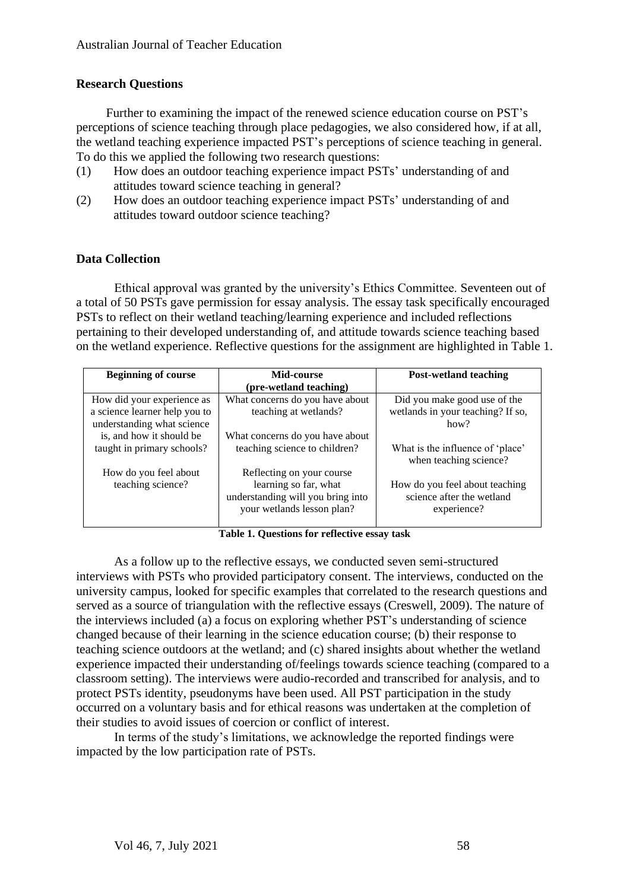## Research Questions

Further to examining the impact of the renewed science education course on PST's perceptions of science teaching through place pedagogies, we also considered how, if at all, the wetland teaching experience impacted PST's perceptions of science teaching in general. To do this we applied the following two research questions:

(1) How does an outdoor teaching experience impact PSTs' understanding of and attitudes toward science teaching in general?

(2) How does an outdoor teaching experience impact PSTs' understanding of and attitudes toward outdoor science teaching?

## Data Collection

Ethical approval was granted by the university's Ethics Committee. Seventeen out of a total of 50 PSTs gave permission for essay analysis. The essay task specifically encouraged PSTs to reflect on their wetland teaching/learning experience and included reflections pertaining to their developed understanding of, and attitude towards science teaching based on the wetland experience. Reflective questions for the assignment are highlighted in Table 1.

| Beginning of course | Mid-course (pre-wetland teaching) | Post-wetland teaching |
|---|---|---|
| How did your experience as a science learner help you to understanding what science is, and how it should be taught in primary schools?<br><br>How do you feel about teaching science? | What concerns do you have about teaching at wetlands?<br><br>What concerns do you have about teaching science to children?<br><br>Reflecting on your course learning so far, what understanding will you bring into your wetlands lesson plan? | Did you make good use of the wetlands in your teaching? If so, how?<br><br>What is the influence of 'place' when teaching science?<br><br>How do you feel about teaching science after the wetland experience? |

**Table 1. Questions for reflective essay task**

As a follow up to the reflective essays, we conducted seven semi-structured interviews with PSTs who provided participatory consent. The interviews, conducted on the university campus, looked for specific examples that correlated to the research questions and served as a source of triangulation with the reflective essays (Creswell, 2009). The nature of the interviews included (a) a focus on exploring whether PST's understanding of science changed because of their learning in the science education course; (b) their response to teaching science outdoors at the wetland; and (c) shared insights about whether the wetland experience impacted their understanding of/feelings towards science teaching (compared to a classroom setting). The interviews were audio-recorded and transcribed for analysis, and to protect PSTs identity, pseudonyms have been used. All PST participation in the study occurred on a voluntary basis and for ethical reasons was undertaken at the completion of their studies to avoid issues of coercion or conflict of interest.

In terms of the study's limitations, we acknowledge the reported findings were impacted by the low participation rate of PSTs.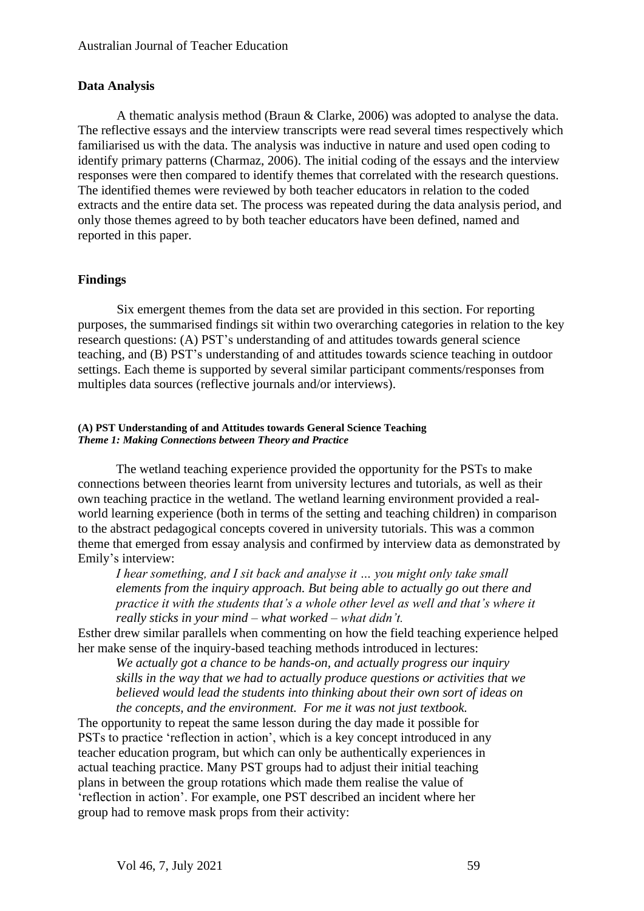## Data Analysis

A thematic analysis method (Braun & Clarke, 2006) was adopted to analyse the data. The reflective essays and the interview transcripts were read several times respectively which familiarised us with the data. The analysis was inductive in nature and used open coding to identify primary patterns (Charmaz, 2006). The initial coding of the essays and the interview responses were then compared to identify themes that correlated with the research questions. The identified themes were reviewed by both teacher educators in relation to the coded extracts and the entire data set. The process was repeated during the data analysis period, and only those themes agreed to by both teacher educators have been defined, named and reported in this paper.

## Findings

Six emergent themes from the data set are provided in this section. For reporting purposes, the summarised findings sit within two overarching categories in relation to the key research questions: (A) PST's understanding of and attitudes towards general science teaching, and (B) PST's understanding of and attitudes towards science teaching in outdoor settings. Each theme is supported by several similar participant comments/responses from multiples data sources (reflective journals and/or interviews).

### (A) PST Understanding of and Attitudes towards General Science Teaching

#### *Theme 1: Making Connections between Theory and Practice*

The wetland teaching experience provided the opportunity for the PSTs to make connections between theories learnt from university lectures and tutorials, as well as their own teaching practice in the wetland. The wetland learning environment provided a real-world learning experience (both in terms of the setting and teaching children) in comparison to the abstract pedagogical concepts covered in university tutorials. This was a common theme that emerged from essay analysis and confirmed by interview data as demonstrated by Emily's interview:

> *I hear something, and I sit back and analyse it … you might only take small elements from the inquiry approach. But being able to actually go out there and practice it with the students that's a whole other level as well and that's where it really sticks in your mind – what worked – what didn't.*

Esther drew similar parallels when commenting on how the field teaching experience helped her make sense of the inquiry-based teaching methods introduced in lectures:

> *We actually got a chance to be hands-on, and actually progress our inquiry skills in the way that we had to actually produce questions or activities that we believed would lead the students into thinking about their own sort of ideas on the concepts, and the environment. For me it was not just textbook.*

The opportunity to repeat the same lesson during the day made it possible for PSTs to practice 'reflection in action', which is a key concept introduced in any teacher education program, but which can only be authentically experiences in actual teaching practice. Many PST groups had to adjust their initial teaching plans in between the group rotations which made them realise the value of 'reflection in action'. For example, one PST described an incident where her group had to remove mask props from their activity: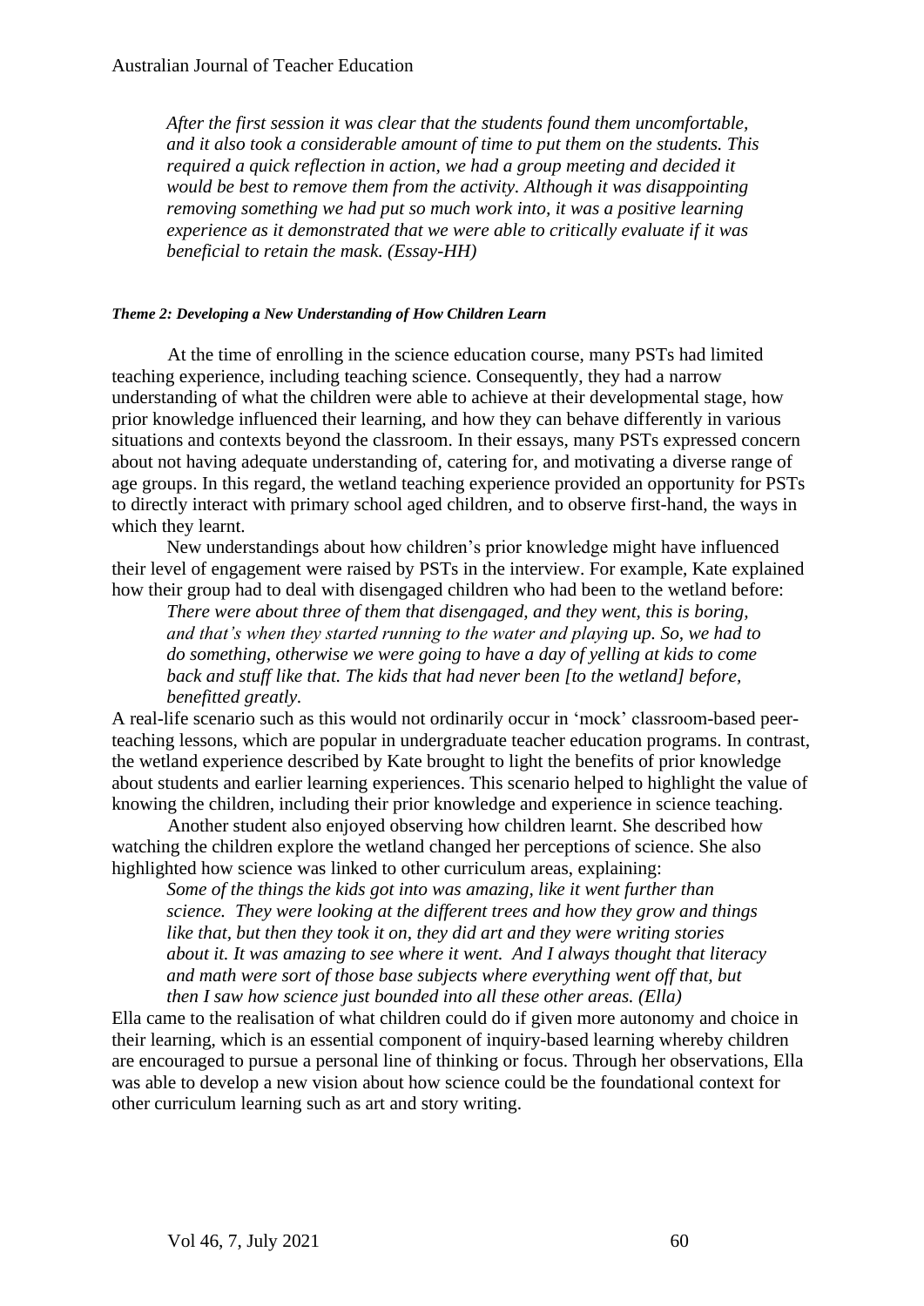*After the first session it was clear that the students found them uncomfortable, and it also took a considerable amount of time to put them on the students. This required a quick reflection in action, we had a group meeting and decided it would be best to remove them from the activity. Although it was disappointing removing something we had put so much work into, it was a positive learning experience as it demonstrated that we were able to critically evaluate if it was beneficial to retain the mask. (Essay-HH)*

#### *Theme 2: Developing a New Understanding of How Children Learn*

At the time of enrolling in the science education course, many PSTs had limited teaching experience, including teaching science. Consequently, they had a narrow understanding of what the children were able to achieve at their developmental stage, how prior knowledge influenced their learning, and how they can behave differently in various situations and contexts beyond the classroom. In their essays, many PSTs expressed concern about not having adequate understanding of, catering for, and motivating a diverse range of age groups. In this regard, the wetland teaching experience provided an opportunity for PSTs to directly interact with primary school aged children, and to observe first-hand, the ways in which they learnt.

New understandings about how children's prior knowledge might have influenced their level of engagement were raised by PSTs in the interview. For example, Kate explained how their group had to deal with disengaged children who had been to the wetland before:

> *There were about three of them that disengaged, and they went, this is boring, and that's when they started running to the water and playing up. So, we had to do something, otherwise we were going to have a day of yelling at kids to come back and stuff like that. The kids that had never been [to the wetland] before, benefitted greatly.*

A real-life scenario such as this would not ordinarily occur in 'mock' classroom-based peer-teaching lessons, which are popular in undergraduate teacher education programs. In contrast, the wetland experience described by Kate brought to light the benefits of prior knowledge about students and earlier learning experiences. This scenario helped to highlight the value of knowing the children, including their prior knowledge and experience in science teaching.

Another student also enjoyed observing how children learnt. She described how watching the children explore the wetland changed her perceptions of science. She also highlighted how science was linked to other curriculum areas, explaining:

> *Some of the things the kids got into was amazing, like it went further than science. They were looking at the different trees and how they grow and things like that, but then they took it on, they did art and they were writing stories about it. It was amazing to see where it went. And I always thought that literacy and math were sort of those base subjects where everything went off that, but then I saw how science just bounded into all these other areas. (Ella)*

Ella came to the realisation of what children could do if given more autonomy and choice in their learning, which is an essential component of inquiry-based learning whereby children are encouraged to pursue a personal line of thinking or focus. Through her observations, Ella was able to develop a new vision about how science could be the foundational context for other curriculum learning such as art and story writing.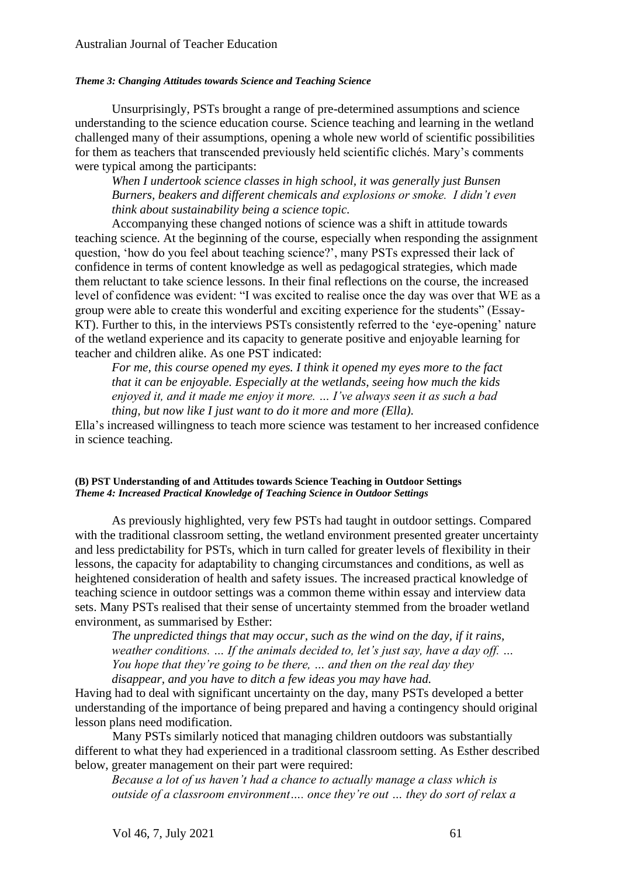#### *Theme 3: Changing Attitudes towards Science and Teaching Science*

Unsurprisingly, PSTs brought a range of pre-determined assumptions and science understanding to the science education course. Science teaching and learning in the wetland challenged many of their assumptions, opening a whole new world of scientific possibilities for them as teachers that transcended previously held scientific clichés. Mary's comments were typical among the participants:

> *When I undertook science classes in high school, it was generally just Bunsen Burners, beakers and different chemicals and explosions or smoke. I didn't even think about sustainability being a science topic.*

Accompanying these changed notions of science was a shift in attitude towards teaching science. At the beginning of the course, especially when responding the assignment question, 'how do you feel about teaching science?', many PSTs expressed their lack of confidence in terms of content knowledge as well as pedagogical strategies, which made them reluctant to take science lessons. In their final reflections on the course, the increased level of confidence was evident: "I was excited to realise once the day was over that WE as a group were able to create this wonderful and exciting experience for the students" (Essay-KT). Further to this, in the interviews PSTs consistently referred to the 'eye-opening' nature of the wetland experience and its capacity to generate positive and enjoyable learning for teacher and children alike. As one PST indicated:

> *For me, this course opened my eyes. I think it opened my eyes more to the fact that it can be enjoyable. Especially at the wetlands, seeing how much the kids enjoyed it, and it made me enjoy it more. … I've always seen it as such a bad thing, but now like I just want to do it more and more (Ella).*

Ella's increased willingness to teach more science was testament to her increased confidence in science teaching.

##### **(B) PST Understanding of and Attitudes towards Science Teaching in Outdoor Settings**

#### *Theme 4: Increased Practical Knowledge of Teaching Science in Outdoor Settings*

As previously highlighted, very few PSTs had taught in outdoor settings. Compared with the traditional classroom setting, the wetland environment presented greater uncertainty and less predictability for PSTs, which in turn called for greater levels of flexibility in their lessons, the capacity for adaptability to changing circumstances and conditions, as well as heightened consideration of health and safety issues. The increased practical knowledge of teaching science in outdoor settings was a common theme within essay and interview data sets. Many PSTs realised that their sense of uncertainty stemmed from the broader wetland environment, as summarised by Esther:

> *The unpredicted things that may occur, such as the wind on the day, if it rains, weather conditions. … If the animals decided to, let's just say, have a day off. … You hope that they're going to be there, … and then on the real day they disappear, and you have to ditch a few ideas you may have had.*

Having had to deal with significant uncertainty on the day, many PSTs developed a better understanding of the importance of being prepared and having a contingency should original lesson plans need modification.

Many PSTs similarly noticed that managing children outdoors was substantially different to what they had experienced in a traditional classroom setting. As Esther described below, greater management on their part were required:

> *Because a lot of us haven't had a chance to actually manage a class which is outside of a classroom environment…. once they're out … they do sort of relax a*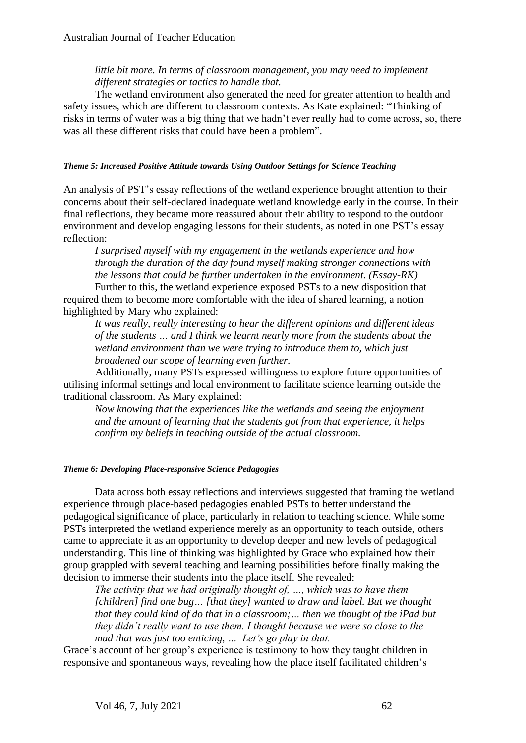*little bit more. In terms of classroom management, you may need to implement different strategies or tactics to handle that.*

The wetland environment also generated the need for greater attention to health and safety issues, which are different to classroom contexts. As Kate explained: "Thinking of risks in terms of water was a big thing that we hadn't ever really had to come across, so, there was all these different risks that could have been a problem".

#### *Theme 5: Increased Positive Attitude towards Using Outdoor Settings for Science Teaching*

An analysis of PST's essay reflections of the wetland experience brought attention to their concerns about their self-declared inadequate wetland knowledge early in the course. In their final reflections, they became more reassured about their ability to respond to the outdoor environment and develop engaging lessons for their students, as noted in one PST's essay reflection:

> *I surprised myself with my engagement in the wetlands experience and how through the duration of the day found myself making stronger connections with the lessons that could be further undertaken in the environment. (Essay-RK)*

Further to this, the wetland experience exposed PSTs to a new disposition that required them to become more comfortable with the idea of shared learning, a notion highlighted by Mary who explained:

> *It was really, really interesting to hear the different opinions and different ideas of the students … and I think we learnt nearly more from the students about the wetland environment than we were trying to introduce them to, which just broadened our scope of learning even further.*

Additionally, many PSTs expressed willingness to explore future opportunities of utilising informal settings and local environment to facilitate science learning outside the traditional classroom. As Mary explained:

> *Now knowing that the experiences like the wetlands and seeing the enjoyment and the amount of learning that the students got from that experience, it helps confirm my beliefs in teaching outside of the actual classroom.*

#### *Theme 6: Developing Place-responsive Science Pedagogies*

Data across both essay reflections and interviews suggested that framing the wetland experience through place-based pedagogies enabled PSTs to better understand the pedagogical significance of place, particularly in relation to teaching science. While some PSTs interpreted the wetland experience merely as an opportunity to teach outside, others came to appreciate it as an opportunity to develop deeper and new levels of pedagogical understanding. This line of thinking was highlighted by Grace who explained how their group grappled with several teaching and learning possibilities before finally making the decision to immerse their students into the place itself. She revealed:

> *The activity that we had originally thought of, …, which was to have them [children] find one bug… [that they] wanted to draw and label. But we thought that they could kind of do that in a classroom;… then we thought of the iPad but they didn't really want to use them. I thought because we were so close to the mud that was just too enticing, … Let's go play in that.*

Grace's account of her group's experience is testimony to how they taught children in responsive and spontaneous ways, revealing how the place itself facilitated children's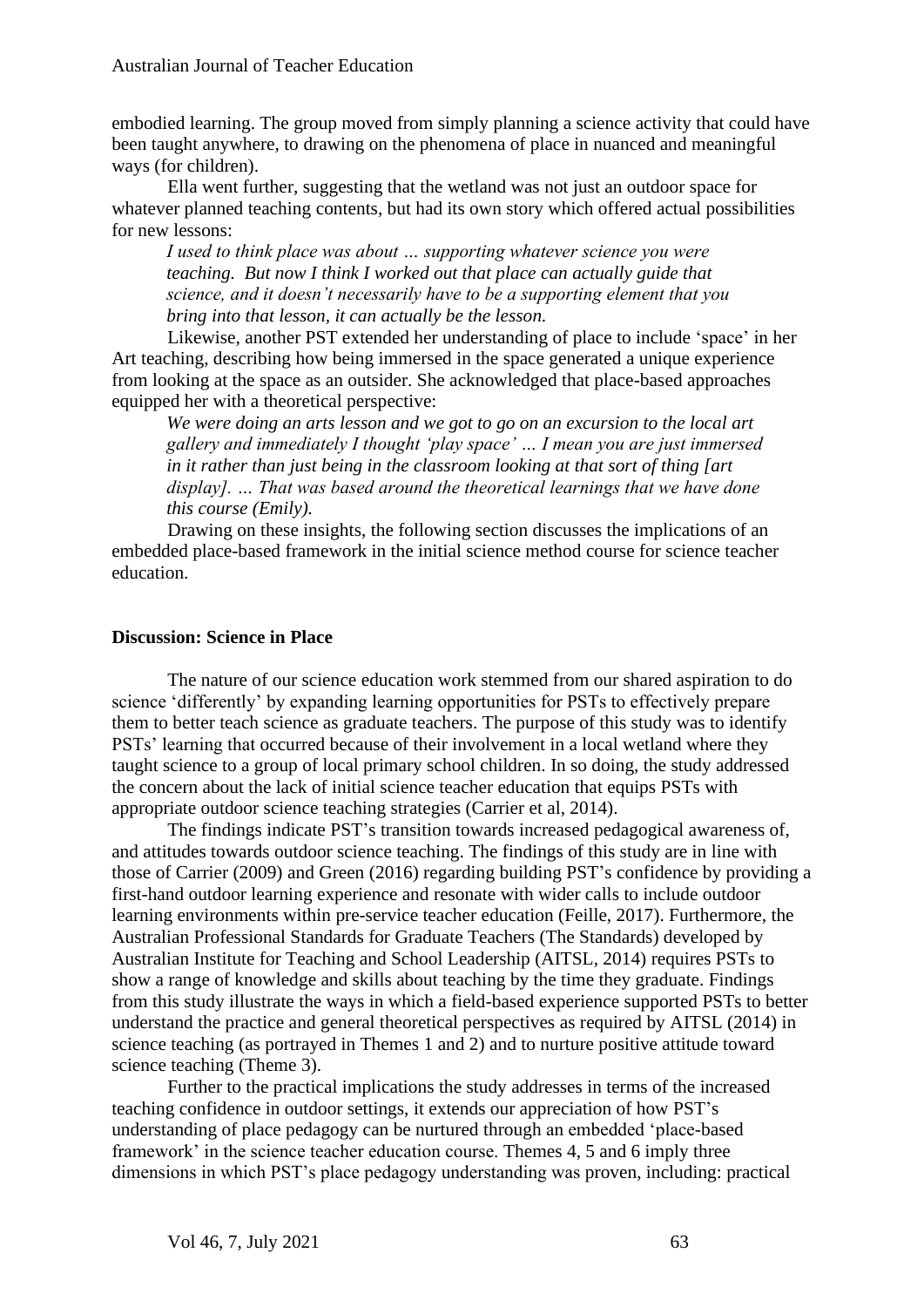embodied learning. The group moved from simply planning a science activity that could have been taught anywhere, to drawing on the phenomena of place in nuanced and meaningful ways (for children).

Ella went further, suggesting that the wetland was not just an outdoor space for whatever planned teaching contents, but had its own story which offered actual possibilities for new lessons:

> *I used to think place was about … supporting whatever science you were teaching. But now I think I worked out that place can actually guide that science, and it doesn't necessarily have to be a supporting element that you bring into that lesson, it can actually be the lesson.*

Likewise, another PST extended her understanding of place to include 'space' in her Art teaching, describing how being immersed in the space generated a unique experience from looking at the space as an outsider. She acknowledged that place-based approaches equipped her with a theoretical perspective:

> *We were doing an arts lesson and we got to go on an excursion to the local art gallery and immediately I thought 'play space' … I mean you are just immersed in it rather than just being in the classroom looking at that sort of thing [art display]. … That was based around the theoretical learnings that we have done this course (Emily).*

Drawing on these insights, the following section discusses the implications of an embedded place-based framework in the initial science method course for science teacher education.

## Discussion: Science in Place

The nature of our science education work stemmed from our shared aspiration to do science 'differently' by expanding learning opportunities for PSTs to effectively prepare them to better teach science as graduate teachers. The purpose of this study was to identify PSTs' learning that occurred because of their involvement in a local wetland where they taught science to a group of local primary school children. In so doing, the study addressed the concern about the lack of initial science teacher education that equips PSTs with appropriate outdoor science teaching strategies (Carrier et al, 2014).

The findings indicate PST's transition towards increased pedagogical awareness of, and attitudes towards outdoor science teaching. The findings of this study are in line with those of Carrier (2009) and Green (2016) regarding building PST's confidence by providing a first-hand outdoor learning experience and resonate with wider calls to include outdoor learning environments within pre-service teacher education (Feille, 2017). Furthermore, the Australian Professional Standards for Graduate Teachers (The Standards) developed by Australian Institute for Teaching and School Leadership (AITSL, 2014) requires PSTs to show a range of knowledge and skills about teaching by the time they graduate. Findings from this study illustrate the ways in which a field-based experience supported PSTs to better understand the practice and general theoretical perspectives as required by AITSL (2014) in science teaching (as portrayed in Themes 1 and 2) and to nurture positive attitude toward science teaching (Theme 3).

Further to the practical implications the study addresses in terms of the increased teaching confidence in outdoor settings, it extends our appreciation of how PST's understanding of place pedagogy can be nurtured through an embedded 'place-based framework' in the science teacher education course. Themes 4, 5 and 6 imply three dimensions in which PST's place pedagogy understanding was proven, including: practical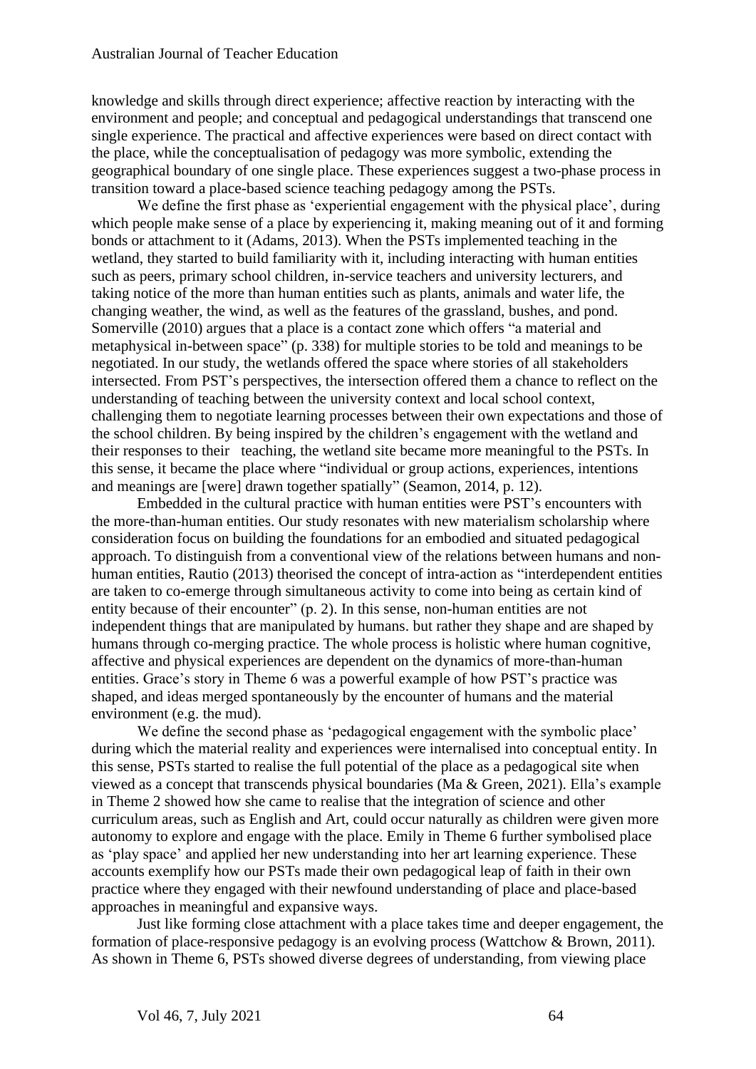knowledge and skills through direct experience; affective reaction by interacting with the environment and people; and conceptual and pedagogical understandings that transcend one single experience. The practical and affective experiences were based on direct contact with the place, while the conceptualisation of pedagogy was more symbolic, extending the geographical boundary of one single place. These experiences suggest a two-phase process in transition toward a place-based science teaching pedagogy among the PSTs.

We define the first phase as 'experiential engagement with the physical place', during which people make sense of a place by experiencing it, making meaning out of it and forming bonds or attachment to it (Adams, 2013). When the PSTs implemented teaching in the wetland, they started to build familiarity with it, including interacting with human entities such as peers, primary school children, in-service teachers and university lecturers, and taking notice of the more than human entities such as plants, animals and water life, the changing weather, the wind, as well as the features of the grassland, bushes, and pond. Somerville (2010) argues that a place is a contact zone which offers "a material and metaphysical in-between space" (p. 338) for multiple stories to be told and meanings to be negotiated. In our study, the wetlands offered the space where stories of all stakeholders intersected. From PST's perspectives, the intersection offered them a chance to reflect on the understanding of teaching between the university context and local school context, challenging them to negotiate learning processes between their own expectations and those of the school children. By being inspired by the children's engagement with the wetland and their responses to their teaching, the wetland site became more meaningful to the PSTs. In this sense, it became the place where "individual or group actions, experiences, intentions and meanings are [were] drawn together spatially" (Seamon, 2014, p. 12).

Embedded in the cultural practice with human entities were PST's encounters with the more-than-human entities. Our study resonates with new materialism scholarship where consideration focus on building the foundations for an embodied and situated pedagogical approach. To distinguish from a conventional view of the relations between humans and non-human entities, Rautio (2013) theorised the concept of intra-action as "interdependent entities are taken to co-emerge through simultaneous activity to come into being as certain kind of entity because of their encounter" (p. 2). In this sense, non-human entities are not independent things that are manipulated by humans. but rather they shape and are shaped by humans through co-merging practice. The whole process is holistic where human cognitive, affective and physical experiences are dependent on the dynamics of more-than-human entities. Grace's story in Theme 6 was a powerful example of how PST's practice was shaped, and ideas merged spontaneously by the encounter of humans and the material environment (e.g. the mud).

We define the second phase as 'pedagogical engagement with the symbolic place' during which the material reality and experiences were internalised into conceptual entity. In this sense, PSTs started to realise the full potential of the place as a pedagogical site when viewed as a concept that transcends physical boundaries (Ma & Green, 2021). Ella's example in Theme 2 showed how she came to realise that the integration of science and other curriculum areas, such as English and Art, could occur naturally as children were given more autonomy to explore and engage with the place. Emily in Theme 6 further symbolised place as 'play space' and applied her new understanding into her art learning experience. These accounts exemplify how our PSTs made their own pedagogical leap of faith in their own practice where they engaged with their newfound understanding of place and place-based approaches in meaningful and expansive ways.

Just like forming close attachment with a place takes time and deeper engagement, the formation of place-responsive pedagogy is an evolving process (Wattchow & Brown, 2011). As shown in Theme 6, PSTs showed diverse degrees of understanding, from viewing place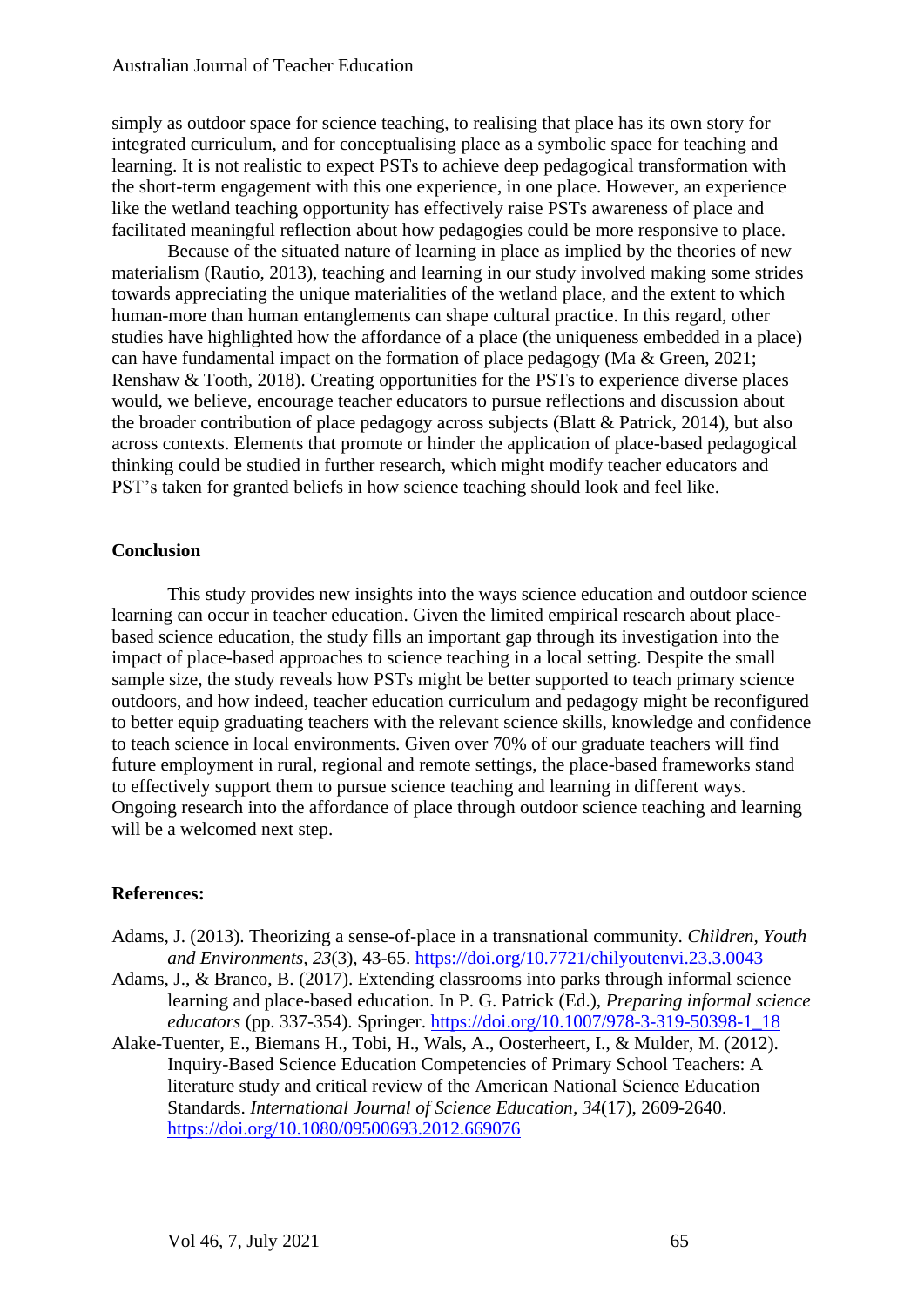simply as outdoor space for science teaching, to realising that place has its own story for integrated curriculum, and for conceptualising place as a symbolic space for teaching and learning. It is not realistic to expect PSTs to achieve deep pedagogical transformation with the short-term engagement with this one experience, in one place. However, an experience like the wetland teaching opportunity has effectively raise PSTs awareness of place and facilitated meaningful reflection about how pedagogies could be more responsive to place.

Because of the situated nature of learning in place as implied by the theories of new materialism (Rautio, 2013), teaching and learning in our study involved making some strides towards appreciating the unique materialities of the wetland place, and the extent to which human-more than human entanglements can shape cultural practice. In this regard, other studies have highlighted how the affordance of a place (the uniqueness embedded in a place) can have fundamental impact on the formation of place pedagogy (Ma & Green, 2021; Renshaw & Tooth, 2018). Creating opportunities for the PSTs to experience diverse places would, we believe, encourage teacher educators to pursue reflections and discussion about the broader contribution of place pedagogy across subjects (Blatt & Patrick, 2014), but also across contexts. Elements that promote or hinder the application of place-based pedagogical thinking could be studied in further research, which might modify teacher educators and PST's taken for granted beliefs in how science teaching should look and feel like.

## Conclusion

This study provides new insights into the ways science education and outdoor science learning can occur in teacher education. Given the limited empirical research about place-based science education, the study fills an important gap through its investigation into the impact of place-based approaches to science teaching in a local setting. Despite the small sample size, the study reveals how PSTs might be better supported to teach primary science outdoors, and how indeed, teacher education curriculum and pedagogy might be reconfigured to better equip graduating teachers with the relevant science skills, knowledge and confidence to teach science in local environments. Given over 70% of our graduate teachers will find future employment in rural, regional and remote settings, the place-based frameworks stand to effectively support them to pursue science teaching and learning in different ways. Ongoing research into the affordance of place through outdoor science teaching and learning will be a welcomed next step.

## References:

Adams, J. (2013). Theorizing a sense-of-place in a transnational community. *Children, Youth and Environments, 23*(3), 43-65. https://doi.org/10.7721/chilyoutenvi.23.3.0043

Adams, J., & Branco, B. (2017). Extending classrooms into parks through informal science learning and place-based education. In P. G. Patrick (Ed.), *Preparing informal science educators* (pp. 337-354). Springer. https://doi.org/10.1007/978-3-319-50398-1_18

Alake-Tuenter, E., Biemans H., Tobi, H., Wals, A., Oosterheert, I., & Mulder, M. (2012). Inquiry-Based Science Education Competencies of Primary School Teachers: A literature study and critical review of the American National Science Education Standards. *International Journal of Science Education, 34*(17), 2609-2640. https://doi.org/10.1080/09500693.2012.669076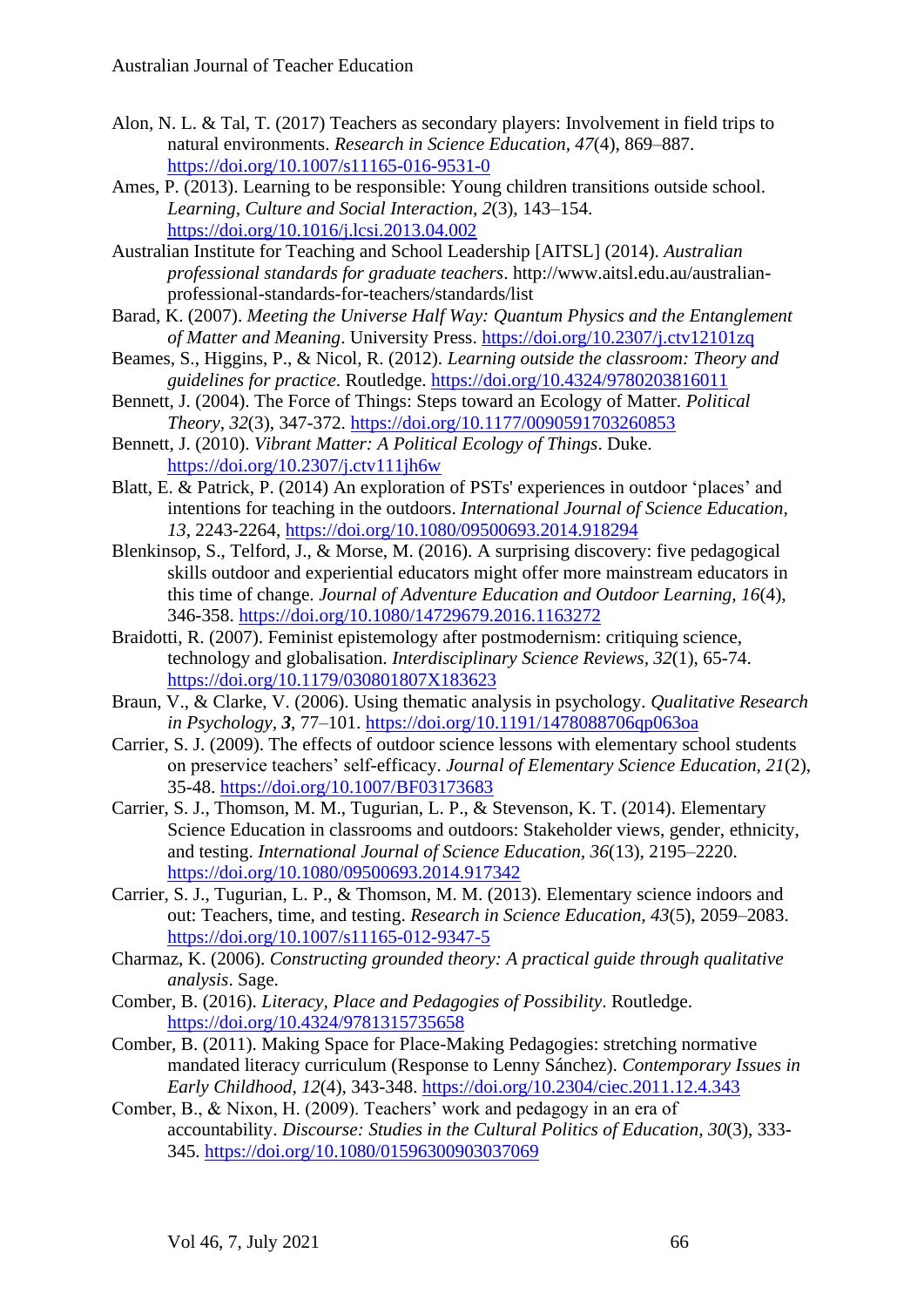Alon, N. L. & Tal, T. (2017) Teachers as secondary players: Involvement in field trips to natural environments. *Research in Science Education, 47*(4), 869–887. https://doi.org/10.1007/s11165-016-9531-0

Ames, P. (2013). Learning to be responsible: Young children transitions outside school. *Learning, Culture and Social Interaction, 2*(3), 143–154. https://doi.org/10.1016/j.lcsi.2013.04.002

Australian Institute for Teaching and School Leadership [AITSL] (2014). *Australian professional standards for graduate teachers*. http://www.aitsl.edu.au/australian-professional-standards-for-teachers/standards/list

Barad, K. (2007). *Meeting the Universe Half Way: Quantum Physics and the Entanglement of Matter and Meaning*. University Press. https://doi.org/10.2307/j.ctv12101zq

Beames, S., Higgins, P., & Nicol, R. (2012). *Learning outside the classroom: Theory and guidelines for practice*. Routledge. https://doi.org/10.4324/9780203816011

Bennett, J. (2004). The Force of Things: Steps toward an Ecology of Matter. *Political Theory, 32*(3), 347-372. https://doi.org/10.1177/0090591703260853

Bennett, J. (2010). *Vibrant Matter: A Political Ecology of Things*. Duke. https://doi.org/10.2307/j.ctv111jh6w

Blatt, E. & Patrick, P. (2014) An exploration of PSTs' experiences in outdoor 'places' and intentions for teaching in the outdoors. *International Journal of Science Education, 13*, 2243-2264, https://doi.org/10.1080/09500693.2014.918294

Blenkinsop, S., Telford, J., & Morse, M. (2016). A surprising discovery: five pedagogical skills outdoor and experiential educators might offer more mainstream educators in this time of change. *Journal of Adventure Education and Outdoor Learning, 16*(4), 346-358. https://doi.org/10.1080/14729679.2016.1163272

Braidotti, R. (2007). Feminist epistemology after postmodernism: critiquing science, technology and globalisation. *Interdisciplinary Science Reviews, 32*(1), 65-74. https://doi.org/10.1179/030801807X183623

Braun, V., & Clarke, V. (2006). Using thematic analysis in psychology. *Qualitative Research in Psychology, **3***, 77–101. https://doi.org/10.1191/1478088706qp063oa

Carrier, S. J. (2009). The effects of outdoor science lessons with elementary school students on preservice teachers' self-efficacy. *Journal of Elementary Science Education, 21*(2), 35-48. https://doi.org/10.1007/BF03173683

Carrier, S. J., Thomson, M. M., Tugurian, L. P., & Stevenson, K. T. (2014). Elementary Science Education in classrooms and outdoors: Stakeholder views, gender, ethnicity, and testing. *International Journal of Science Education, 36*(13), 2195–2220. https://doi.org/10.1080/09500693.2014.917342

Carrier, S. J., Tugurian, L. P., & Thomson, M. M. (2013). Elementary science indoors and out: Teachers, time, and testing. *Research in Science Education, 43*(5), 2059–2083. https://doi.org/10.1007/s11165-012-9347-5

Charmaz, K. (2006). *Constructing grounded theory: A practical guide through qualitative analysis*. Sage.

Comber, B. (2016). *Literacy, Place and Pedagogies of Possibility*. Routledge. https://doi.org/10.4324/9781315735658

Comber, B. (2011). Making Space for Place-Making Pedagogies: stretching normative mandated literacy curriculum (Response to Lenny Sánchez). *Contemporary Issues in Early Childhood, 12*(4), 343-348. https://doi.org/10.2304/ciec.2011.12.4.343

Comber, B., & Nixon, H. (2009). Teachers' work and pedagogy in an era of accountability. *Discourse: Studies in the Cultural Politics of Education, 30*(3), 333-345. https://doi.org/10.1080/01596300903037069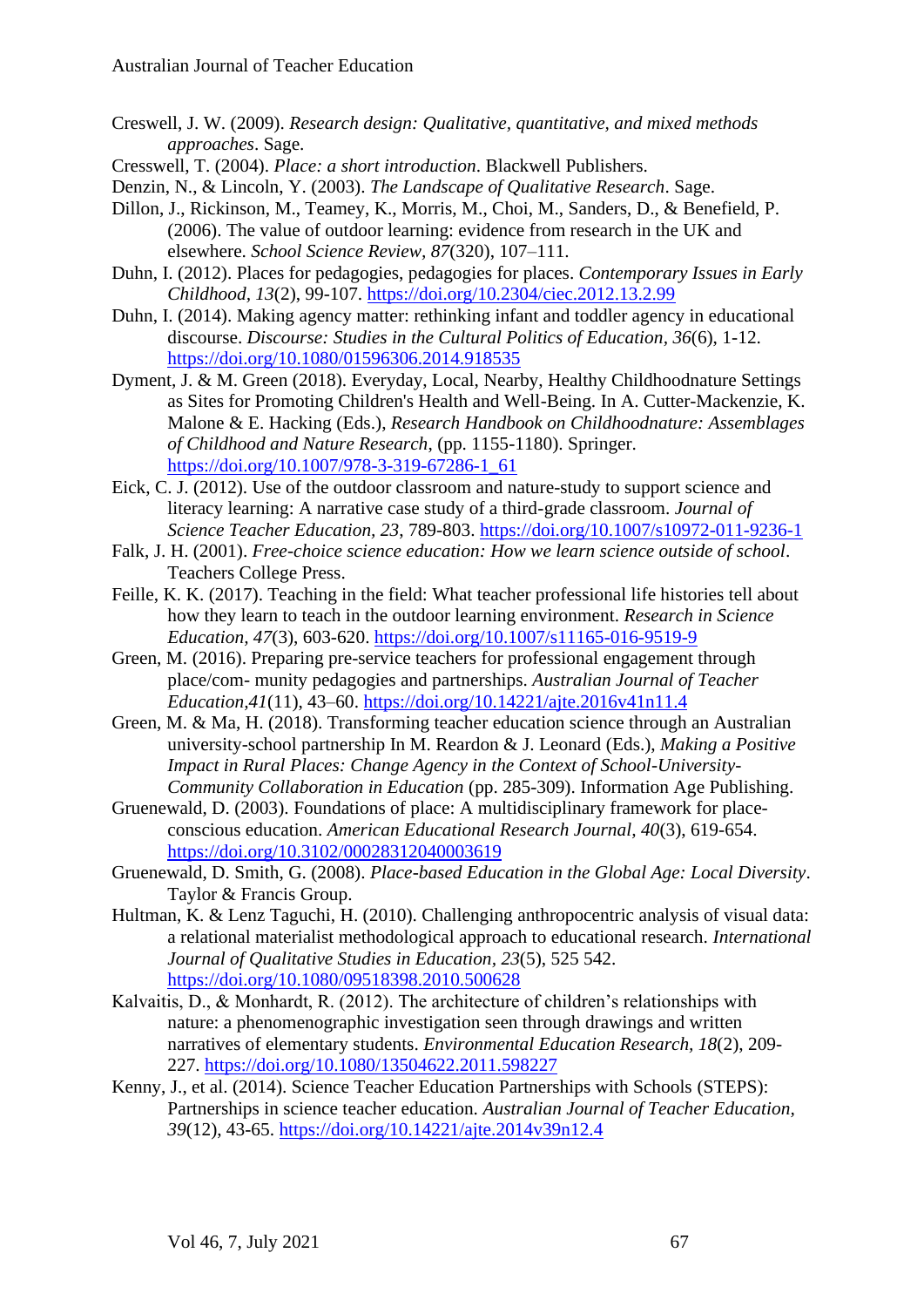Creswell, J. W. (2009). *Research design: Qualitative, quantitative, and mixed methods approaches*. Sage.

Cresswell, T. (2004). *Place: a short introduction*. Blackwell Publishers.

Denzin, N., & Lincoln, Y. (2003). *The Landscape of Qualitative Research*. Sage.

Dillon, J., Rickinson, M., Teamey, K., Morris, M., Choi, M., Sanders, D., & Benefield, P. (2006). The value of outdoor learning: evidence from research in the UK and elsewhere. *School Science Review, 87*(320), 107–111.

Duhn, I. (2012). Places for pedagogies, pedagogies for places. *Contemporary Issues in Early Childhood, 13*(2), 99-107. https://doi.org/10.2304/ciec.2012.13.2.99

Duhn, I. (2014). Making agency matter: rethinking infant and toddler agency in educational discourse. *Discourse: Studies in the Cultural Politics of Education, 36*(6), 1-12. https://doi.org/10.1080/01596306.2014.918535

Dyment, J. & M. Green (2018). Everyday, Local, Nearby, Healthy Childhoodnature Settings as Sites for Promoting Children's Health and Well-Being. In A. Cutter-Mackenzie, K. Malone & E. Hacking (Eds.), *Research Handbook on Childhoodnature: Assemblages of Childhood and Nature Research*, (pp. 1155-1180). Springer. https://doi.org/10.1007/978-3-319-67286-1_61

Eick, C. J. (2012). Use of the outdoor classroom and nature-study to support science and literacy learning: A narrative case study of a third-grade classroom. *Journal of Science Teacher Education, 23*, 789-803. https://doi.org/10.1007/s10972-011-9236-1

Falk, J. H. (2001). *Free-choice science education: How we learn science outside of school*. Teachers College Press.

Feille, K. K. (2017). Teaching in the field: What teacher professional life histories tell about how they learn to teach in the outdoor learning environment. *Research in Science Education, 47*(3), 603-620. https://doi.org/10.1007/s11165-016-9519-9

Green, M. (2016). Preparing pre-service teachers for professional engagement through place/com- munity pedagogies and partnerships. *Australian Journal of Teacher Education,41*(11), 43–60. https://doi.org/10.14221/ajte.2016v41n11.4

Green, M. & Ma, H. (2018). Transforming teacher education science through an Australian university-school partnership In M. Reardon & J. Leonard (Eds.), *Making a Positive Impact in Rural Places: Change Agency in the Context of School-University-Community Collaboration in Education* (pp. 285-309). Information Age Publishing.

Gruenewald, D. (2003). Foundations of place: A multidisciplinary framework for place-conscious education. *American Educational Research Journal, 40*(3), 619-654. https://doi.org/10.3102/00028312040003619

Gruenewald, D. Smith, G. (2008). *Place-based Education in the Global Age: Local Diversity*. Taylor & Francis Group.

Hultman, K. & Lenz Taguchi, H. (2010). Challenging anthropocentric analysis of visual data: a relational materialist methodological approach to educational research. *International Journal of Qualitative Studies in Education, 23*(5), 525 542. https://doi.org/10.1080/09518398.2010.500628

Kalvaitis, D., & Monhardt, R. (2012). The architecture of children's relationships with nature: a phenomenographic investigation seen through drawings and written narratives of elementary students. *Environmental Education Research, 18*(2), 209-227. https://doi.org/10.1080/13504622.2011.598227

Kenny, J., et al. (2014). Science Teacher Education Partnerships with Schools (STEPS): Partnerships in science teacher education. *Australian Journal of Teacher Education, 39*(12), 43-65. https://doi.org/10.14221/ajte.2014v39n12.4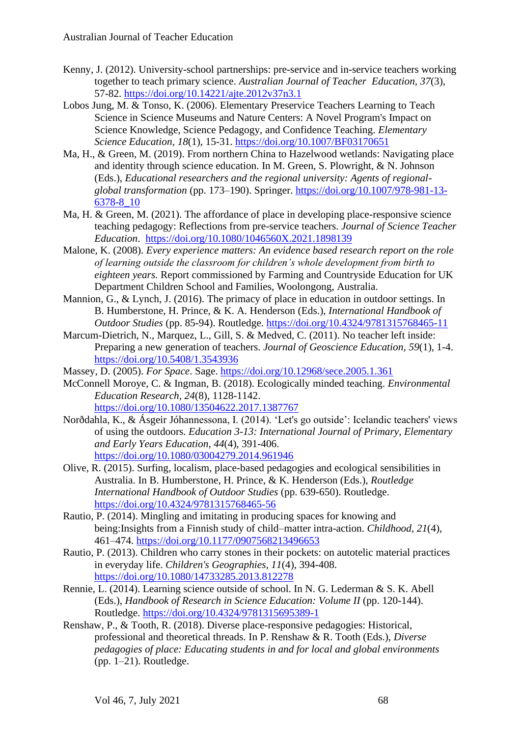Kenny, J. (2012). University-school partnerships: pre-service and in-service teachers working together to teach primary science. *Australian Journal of Teacher Education, 37*(3), 57-82. https://doi.org/10.14221/ajte.2012v37n3.1

Lobos Jung, M. & Tonso, K. (2006). Elementary Preservice Teachers Learning to Teach Science in Science Museums and Nature Centers: A Novel Program's Impact on Science Knowledge, Science Pedagogy, and Confidence Teaching. *Elementary Science Education, 18*(1), 15-31. https://doi.org/10.1007/BF03170651

Ma, H., & Green, M. (2019). From northern China to Hazelwood wetlands: Navigating place and identity through science education. In M. Green, S. Plowright, & N. Johnson (Eds.), *Educational researchers and the regional university: Agents of regional-global transformation* (pp. 173–190). Springer. https://doi.org/10.1007/978-981-13-6378-8_10

Ma, H. & Green, M. (2021). The affordance of place in developing place-responsive science teaching pedagogy: Reflections from pre-service teachers. *Journal of Science Teacher Education*. https://doi.org/10.1080/1046560X.2021.1898139

Malone, K. (2008). *Every experience matters: An evidence based research report on the role of learning outside the classroom for children's whole development from birth to eighteen years.* Report commissioned by Farming and Countryside Education for UK Department Children School and Families, Woolongong, Australia.

Mannion, G., & Lynch, J. (2016). The primacy of place in education in outdoor settings. In B. Humberstone, H. Prince, & K. A. Henderson (Eds.), *International Handbook of Outdoor Studies* (pp. 85-94). Routledge. https://doi.org/10.4324/9781315768465-11

Marcum-Dietrich, N., Marquez, L., Gill, S. & Medved, C. (2011). No teacher left inside: Preparing a new generation of teachers. *Journal of Geoscience Education, 59*(1), 1-4. https://doi.org/10.5408/1.3543936

Massey, D. (2005). *For Space*. Sage. https://doi.org/10.12968/sece.2005.1.361

McConnell Moroye, C. & Ingman, B. (2018). Ecologically minded teaching. *Environmental Education Research, 24*(8), 1128-1142. https://doi.org/10.1080/13504622.2017.1387767

Norðdahla, K., & Ásgeir Jóhannessona, I. (2014). 'Let's go outside': Icelandic teachers' views of using the outdoors. *Education 3-13: International Journal of Primary, Elementary and Early Years Education, 44*(4), 391-406. https://doi.org/10.1080/03004279.2014.961946

Olive, R. (2015). Surfing, localism, place-based pedagogies and ecological sensibilities in Australia. In B. Humberstone, H. Prince, & K. Henderson (Eds.), *Routledge International Handbook of Outdoor Studies* (pp. 639-650). Routledge. https://doi.org/10.4324/9781315768465-56

Rautio, P. (2014). Mingling and imitating in producing spaces for knowing and being:Insights from a Finnish study of child–matter intra-action. *Childhood, 21*(4), 461–474. https://doi.org/10.1177/0907568213496653

Rautio, P. (2013). Children who carry stones in their pockets: on autotelic material practices in everyday life. *Children's Geographies, 11*(4), 394-408. https://doi.org/10.1080/14733285.2013.812278

Rennie, L. (2014). Learning science outside of school. In N. G. Lederman & S. K. Abell (Eds.), *Handbook of Research in Science Education: Volume II* (pp. 120-144). Routledge. https://doi.org/10.4324/9781315695389-1

Renshaw, P., & Tooth, R. (2018). Diverse place-responsive pedagogies: Historical, professional and theoretical threads. In P. Renshaw & R. Tooth (Eds.), *Diverse pedagogies of place: Educating students in and for local and global environments* (pp. 1–21). Routledge.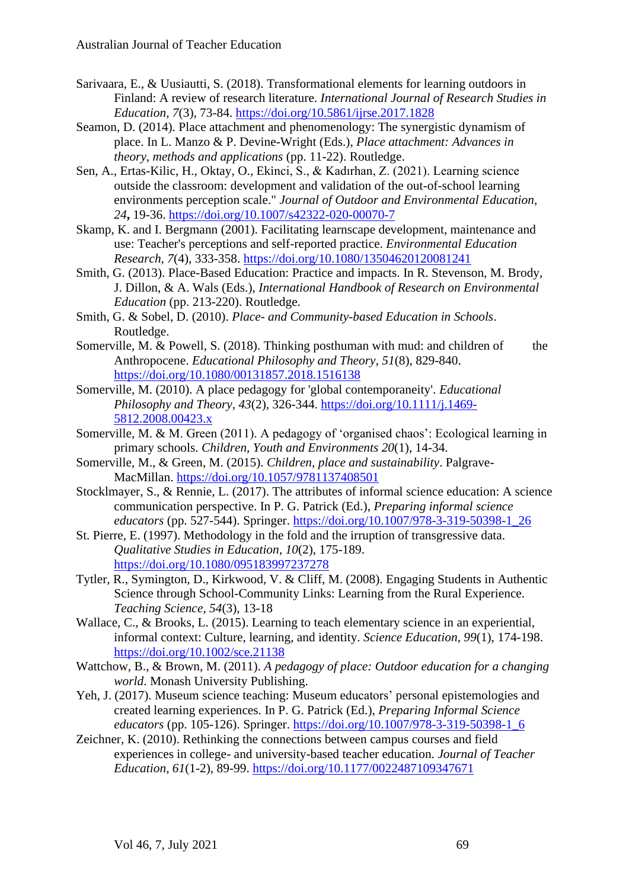Sarivaara, E., & Uusiautti, S. (2018). Transformational elements for learning outdoors in Finland: A review of research literature. *International Journal of Research Studies in Education, 7*(3), 73-84. https://doi.org/10.5861/ijrse.2017.1828

Seamon, D. (2014). Place attachment and phenomenology: The synergistic dynamism of place. In L. Manzo & P. Devine-Wright (Eds.), *Place attachment: Advances in theory, methods and applications* (pp. 11-22). Routledge.

Sen, A., Ertas-Kilic, H., Oktay, O., Ekinci, S., & Kadırhan, Z. (2021). Learning science outside the classroom: development and validation of the out-of-school learning environments perception scale." *Journal of Outdoor and Environmental Education, 24***,** 19-36. https://doi.org/10.1007/s42322-020-00070-7

Skamp, K. and I. Bergmann (2001). Facilitating learnscape development, maintenance and use: Teacher's perceptions and self-reported practice. *Environmental Education Research, 7*(4), 333-358. https://doi.org/10.1080/13504620120081241

Smith, G. (2013). Place-Based Education: Practice and impacts. In R. Stevenson, M. Brody, J. Dillon, & A. Wals (Eds.), *International Handbook of Research on Environmental Education* (pp. 213-220). Routledge.

Smith, G. & Sobel, D. (2010). *Place- and Community-based Education in Schools*. Routledge.

Somerville, M. & Powell, S. (2018). Thinking posthuman with mud: and children of the Anthropocene. *Educational Philosophy and Theory, 51*(8), 829-840. https://doi.org/10.1080/00131857.2018.1516138

Somerville, M. (2010). A place pedagogy for 'global contemporaneity'. *Educational Philosophy and Theory, 43*(2), 326-344. https://doi.org/10.1111/j.1469-5812.2008.00423.x

Somerville, M. & M. Green (2011). A pedagogy of 'organised chaos': Ecological learning in primary schools. *Children, Youth and Environments 20*(1), 14-34.

Somerville, M., & Green, M. (2015). *Children, place and sustainability*. Palgrave-MacMillan. https://doi.org/10.1057/9781137408501

Stocklmayer, S., & Rennie, L. (2017). The attributes of informal science education: A science communication perspective. In P. G. Patrick (Ed.), *Preparing informal science educators* (pp. 527-544). Springer. https://doi.org/10.1007/978-3-319-50398-1_26

St. Pierre, E. (1997). Methodology in the fold and the irruption of transgressive data. *Qualitative Studies in Education, 10*(2), 175-189. https://doi.org/10.1080/095183997237278

Tytler, R., Symington, D., Kirkwood, V. & Cliff, M. (2008). Engaging Students in Authentic Science through School-Community Links: Learning from the Rural Experience. *Teaching Science, 54*(3), 13-18

Wallace, C., & Brooks, L. (2015). Learning to teach elementary science in an experiential, informal context: Culture, learning, and identity. *Science Education, 99*(1), 174-198. https://doi.org/10.1002/sce.21138

Wattchow, B., & Brown, M. (2011). *A pedagogy of place: Outdoor education for a changing world*. Monash University Publishing.

Yeh, J. (2017). Museum science teaching: Museum educators' personal epistemologies and created learning experiences. In P. G. Patrick (Ed.), *Preparing Informal Science educators* (pp. 105-126). Springer. https://doi.org/10.1007/978-3-319-50398-1_6

Zeichner, K. (2010). Rethinking the connections between campus courses and field experiences in college- and university-based teacher education. *Journal of Teacher Education, 61*(1-2), 89-99. https://doi.org/10.1177/0022487109347671